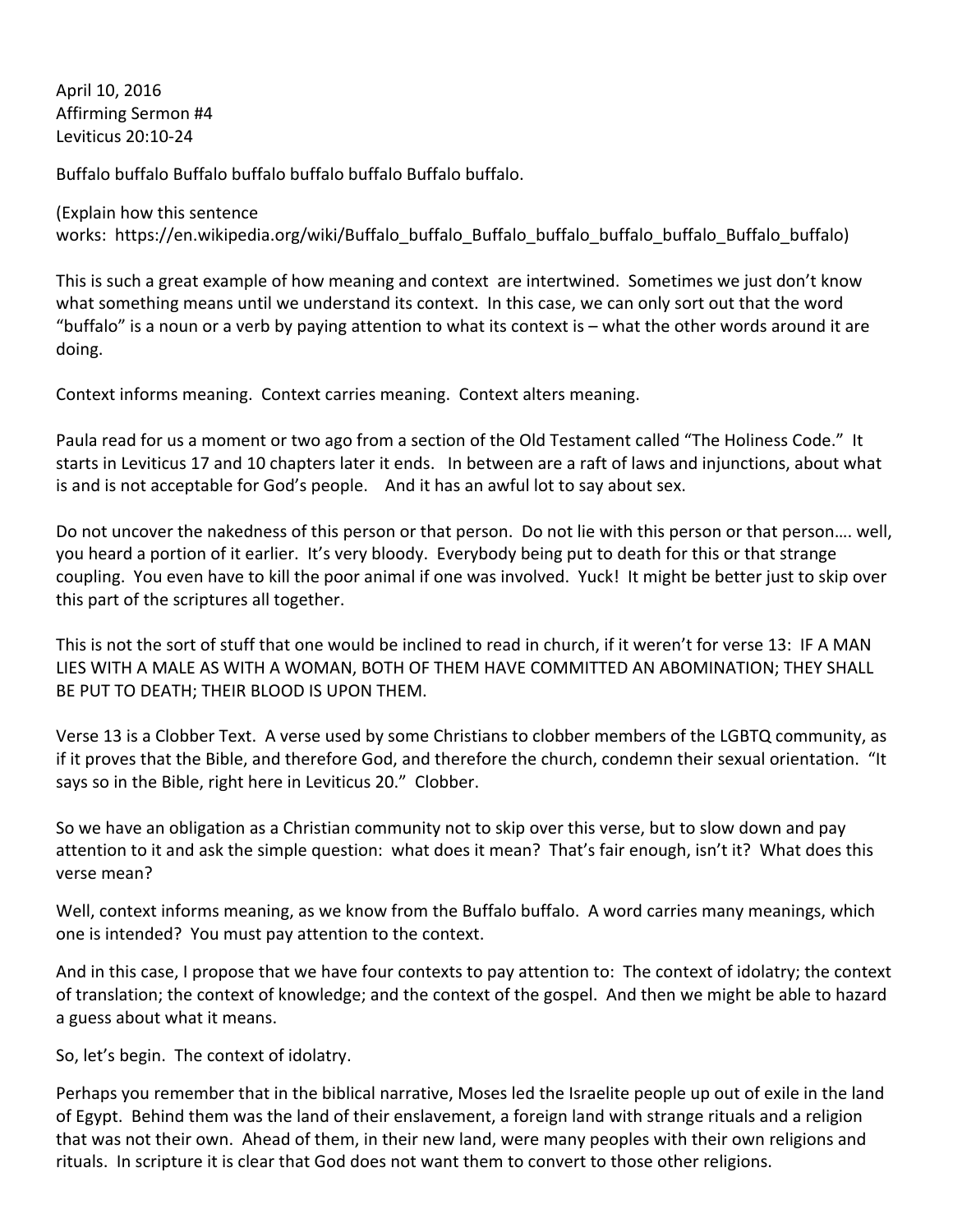April 10, 2016
Affirming Sermon #4
Leviticus 20:10-24

Buffalo buffalo Buffalo buffalo buffalo buffalo Buffalo buffalo.

(Explain how this sentence works: https://en.wikipedia.org/wiki/Buffalo_buffalo_Buffalo_buffalo_buffalo_buffalo_Buffalo_buffalo)

This is such a great example of how meaning and context are intertwined. Sometimes we just don't know what something means until we understand its context. In this case, we can only sort out that the word "buffalo" is a noun or a verb by paying attention to what its context is – what the other words around it are doing.

Context informs meaning. Context carries meaning. Context alters meaning.

Paula read for us a moment or two ago from a section of the Old Testament called "The Holiness Code." It starts in Leviticus 17 and 10 chapters later it ends. In between are a raft of laws and injunctions, about what is and is not acceptable for God's people. And it has an awful lot to say about sex.

Do not uncover the nakedness of this person or that person. Do not lie with this person or that person…. well, you heard a portion of it earlier. It's very bloody. Everybody being put to death for this or that strange coupling. You even have to kill the poor animal if one was involved. Yuck! It might be better just to skip over this part of the scriptures all together.

This is not the sort of stuff that one would be inclined to read in church, if it weren't for verse 13: IF A MAN LIES WITH A MALE AS WITH A WOMAN, BOTH OF THEM HAVE COMMITTED AN ABOMINATION; THEY SHALL BE PUT TO DEATH; THEIR BLOOD IS UPON THEM.

Verse 13 is a Clobber Text. A verse used by some Christians to clobber members of the LGBTQ community, as if it proves that the Bible, and therefore God, and therefore the church, condemn their sexual orientation. "It says so in the Bible, right here in Leviticus 20." Clobber.

So we have an obligation as a Christian community not to skip over this verse, but to slow down and pay attention to it and ask the simple question: what does it mean? That's fair enough, isn't it? What does this verse mean?

Well, context informs meaning, as we know from the Buffalo buffalo. A word carries many meanings, which one is intended? You must pay attention to the context.

And in this case, I propose that we have four contexts to pay attention to: The context of idolatry; the context of translation; the context of knowledge; and the context of the gospel. And then we might be able to hazard a guess about what it means.

So, let's begin. The context of idolatry.

Perhaps you remember that in the biblical narrative, Moses led the Israelite people up out of exile in the land of Egypt. Behind them was the land of their enslavement, a foreign land with strange rituals and a religion that was not their own. Ahead of them, in their new land, were many peoples with their own religions and rituals. In scripture it is clear that God does not want them to convert to those other religions.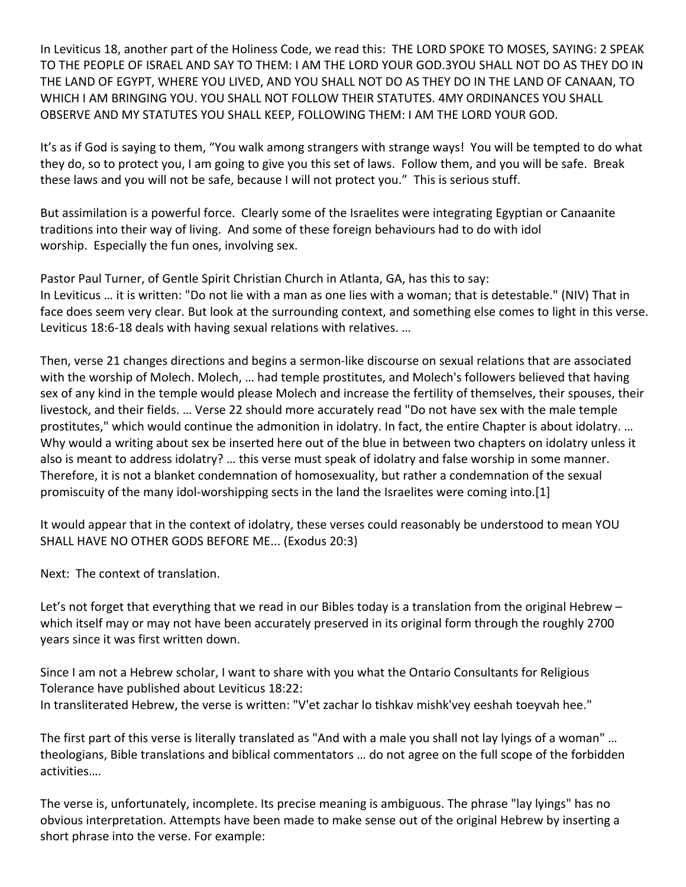In Leviticus 18, another part of the Holiness Code, we read this: THE LORD SPOKE TO MOSES, SAYING: 2 SPEAK TO THE PEOPLE OF ISRAEL AND SAY TO THEM: I AM THE LORD YOUR GOD.3YOU SHALL NOT DO AS THEY DO IN THE LAND OF EGYPT, WHERE YOU LIVED, AND YOU SHALL NOT DO AS THEY DO IN THE LAND OF CANAAN, TO WHICH I AM BRINGING YOU. YOU SHALL NOT FOLLOW THEIR STATUTES. 4MY ORDINANCES YOU SHALL OBSERVE AND MY STATUTES YOU SHALL KEEP, FOLLOWING THEM: I AM THE LORD YOUR GOD.

It's as if God is saying to them, "You walk among strangers with strange ways! You will be tempted to do what they do, so to protect you, I am going to give you this set of laws. Follow them, and you will be safe. Break these laws and you will not be safe, because I will not protect you." This is serious stuff.

But assimilation is a powerful force. Clearly some of the Israelites were integrating Egyptian or Canaanite traditions into their way of living. And some of these foreign behaviours had to do with idol worship. Especially the fun ones, involving sex.

Pastor Paul Turner, of Gentle Spirit Christian Church in Atlanta, GA, has this to say:
In Leviticus … it is written: "Do not lie with a man as one lies with a woman; that is detestable." (NIV) That in face does seem very clear. But look at the surrounding context, and something else comes to light in this verse. Leviticus 18:6-18 deals with having sexual relations with relatives. …

Then, verse 21 changes directions and begins a sermon-like discourse on sexual relations that are associated with the worship of Molech. Molech, … had temple prostitutes, and Molech's followers believed that having sex of any kind in the temple would please Molech and increase the fertility of themselves, their spouses, their livestock, and their fields. … Verse 22 should more accurately read "Do not have sex with the male temple prostitutes," which would continue the admonition in idolatry. In fact, the entire Chapter is about idolatry. … Why would a writing about sex be inserted here out of the blue in between two chapters on idolatry unless it also is meant to address idolatry? … this verse must speak of idolatry and false worship in some manner. Therefore, it is not a blanket condemnation of homosexuality, but rather a condemnation of the sexual promiscuity of the many idol-worshipping sects in the land the Israelites were coming into.[1]

It would appear that in the context of idolatry, these verses could reasonably be understood to mean YOU SHALL HAVE NO OTHER GODS BEFORE ME... (Exodus 20:3)

Next: The context of translation.

Let's not forget that everything that we read in our Bibles today is a translation from the original Hebrew – which itself may or may not have been accurately preserved in its original form through the roughly 2700 years since it was first written down.

Since I am not a Hebrew scholar, I want to share with you what the Ontario Consultants for Religious Tolerance have published about Leviticus 18:22:
In transliterated Hebrew, the verse is written: "V'et zachar lo tishkav mishk'vey eeshah toeyvah hee."

The first part of this verse is literally translated as "And with a male you shall not lay lyings of a woman" … theologians, Bible translations and biblical commentators … do not agree on the full scope of the forbidden activities….

The verse is, unfortunately, incomplete. Its precise meaning is ambiguous. The phrase "lay lyings" has no obvious interpretation. Attempts have been made to make sense out of the original Hebrew by inserting a short phrase into the verse. For example: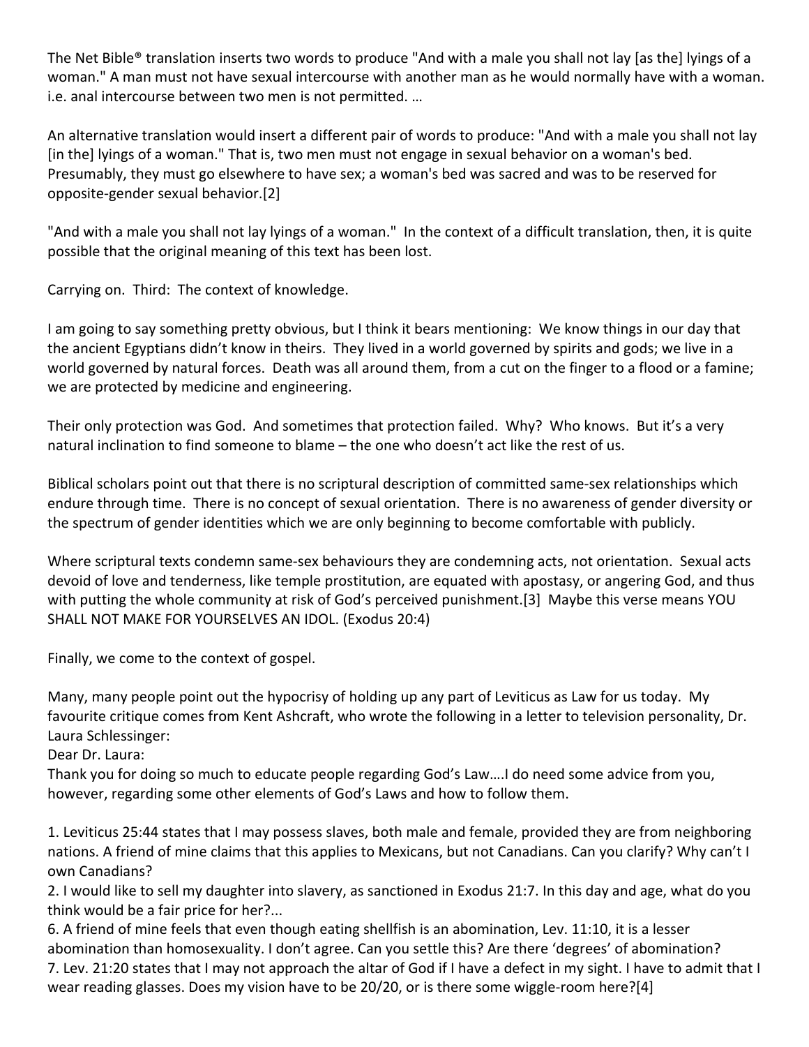The Net Bible® translation inserts two words to produce "And with a male you shall not lay [as the] lyings of a woman." A man must not have sexual intercourse with another man as he would normally have with a woman. i.e. anal intercourse between two men is not permitted. …

An alternative translation would insert a different pair of words to produce: "And with a male you shall not lay [in the] lyings of a woman." That is, two men must not engage in sexual behavior on a woman's bed. Presumably, they must go elsewhere to have sex; a woman's bed was sacred and was to be reserved for opposite-gender sexual behavior.[2]

"And with a male you shall not lay lyings of a woman." In the context of a difficult translation, then, it is quite possible that the original meaning of this text has been lost.

Carrying on. Third: The context of knowledge.

I am going to say something pretty obvious, but I think it bears mentioning: We know things in our day that the ancient Egyptians didn't know in theirs. They lived in a world governed by spirits and gods; we live in a world governed by natural forces. Death was all around them, from a cut on the finger to a flood or a famine; we are protected by medicine and engineering.

Their only protection was God. And sometimes that protection failed. Why? Who knows. But it's a very natural inclination to find someone to blame – the one who doesn't act like the rest of us.

Biblical scholars point out that there is no scriptural description of committed same-sex relationships which endure through time. There is no concept of sexual orientation. There is no awareness of gender diversity or the spectrum of gender identities which we are only beginning to become comfortable with publicly.

Where scriptural texts condemn same-sex behaviours they are condemning acts, not orientation. Sexual acts devoid of love and tenderness, like temple prostitution, are equated with apostasy, or angering God, and thus with putting the whole community at risk of God's perceived punishment.[3] Maybe this verse means YOU SHALL NOT MAKE FOR YOURSELVES AN IDOL. (Exodus 20:4)

Finally, we come to the context of gospel.

Many, many people point out the hypocrisy of holding up any part of Leviticus as Law for us today. My favourite critique comes from Kent Ashcraft, who wrote the following in a letter to television personality, Dr. Laura Schlessinger:

Dear Dr. Laura:

Thank you for doing so much to educate people regarding God's Law….I do need some advice from you, however, regarding some other elements of God's Laws and how to follow them.

1. Leviticus 25:44 states that I may possess slaves, both male and female, provided they are from neighboring nations. A friend of mine claims that this applies to Mexicans, but not Canadians. Can you clarify? Why can't I own Canadians?
2. I would like to sell my daughter into slavery, as sanctioned in Exodus 21:7. In this day and age, what do you think would be a fair price for her?...
6. A friend of mine feels that even though eating shellfish is an abomination, Lev. 11:10, it is a lesser abomination than homosexuality. I don't agree. Can you settle this? Are there 'degrees' of abomination?
7. Lev. 21:20 states that I may not approach the altar of God if I have a defect in my sight. I have to admit that I wear reading glasses. Does my vision have to be 20/20, or is there some wiggle-room here?[4]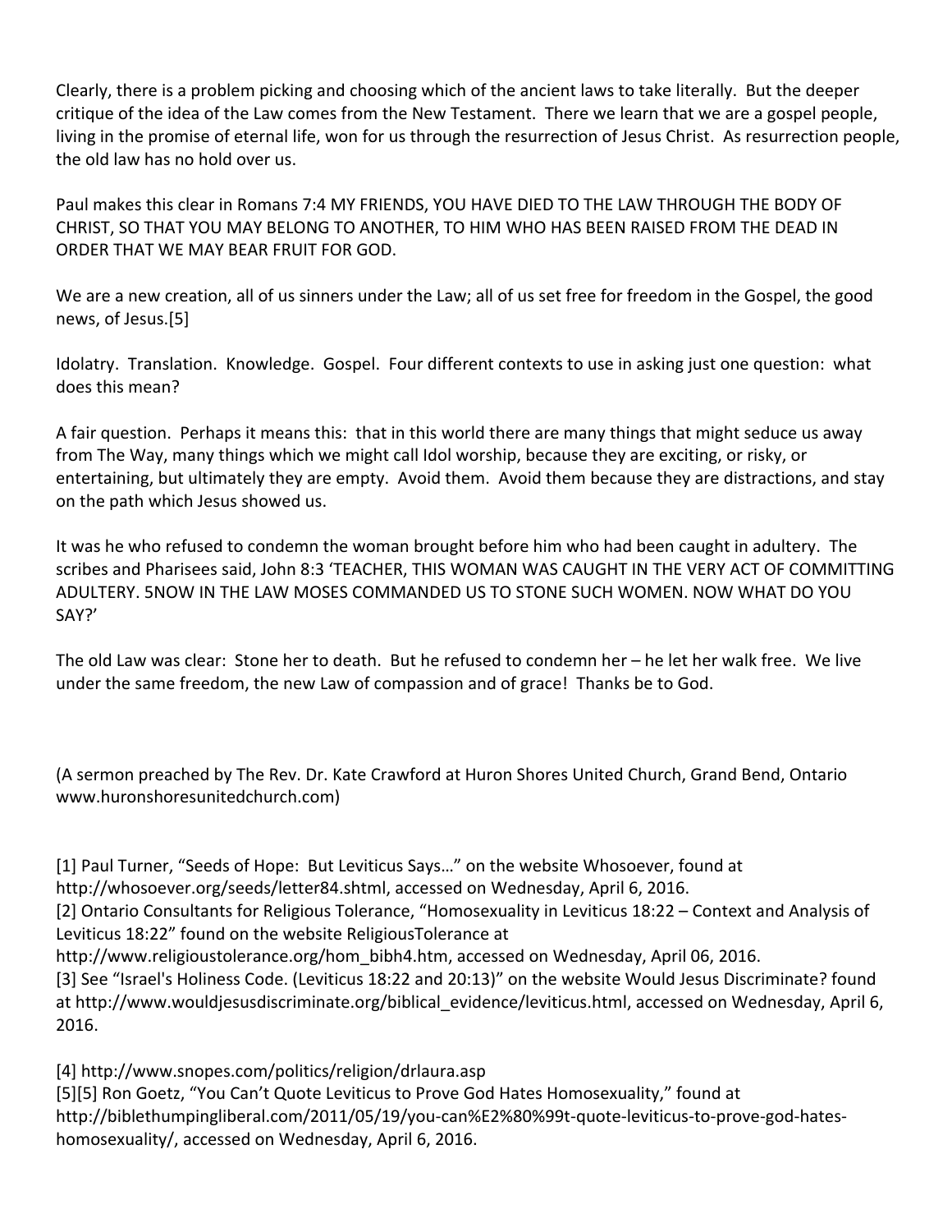Clearly, there is a problem picking and choosing which of the ancient laws to take literally. But the deeper critique of the idea of the Law comes from the New Testament. There we learn that we are a gospel people, living in the promise of eternal life, won for us through the resurrection of Jesus Christ. As resurrection people, the old law has no hold over us.

Paul makes this clear in Romans 7:4 MY FRIENDS, YOU HAVE DIED TO THE LAW THROUGH THE BODY OF CHRIST, SO THAT YOU MAY BELONG TO ANOTHER, TO HIM WHO HAS BEEN RAISED FROM THE DEAD IN ORDER THAT WE MAY BEAR FRUIT FOR GOD.

We are a new creation, all of us sinners under the Law; all of us set free for freedom in the Gospel, the good news, of Jesus.[5]

Idolatry. Translation. Knowledge. Gospel. Four different contexts to use in asking just one question: what does this mean?

A fair question. Perhaps it means this: that in this world there are many things that might seduce us away from The Way, many things which we might call Idol worship, because they are exciting, or risky, or entertaining, but ultimately they are empty. Avoid them. Avoid them because they are distractions, and stay on the path which Jesus showed us.

It was he who refused to condemn the woman brought before him who had been caught in adultery. The scribes and Pharisees said, John 8:3 'TEACHER, THIS WOMAN WAS CAUGHT IN THE VERY ACT OF COMMITTING ADULTERY. 5NOW IN THE LAW MOSES COMMANDED US TO STONE SUCH WOMEN. NOW WHAT DO YOU SAY?'

The old Law was clear: Stone her to death. But he refused to condemn her – he let her walk free. We live under the same freedom, the new Law of compassion and of grace! Thanks be to God.

(A sermon preached by The Rev. Dr. Kate Crawford at Huron Shores United Church, Grand Bend, Ontario www.huronshoresunitedchurch.com)

[1] Paul Turner, "Seeds of Hope: But Leviticus Says…" on the website Whosoever, found at http://whosoever.org/seeds/letter84.shtml, accessed on Wednesday, April 6, 2016.
[2] Ontario Consultants for Religious Tolerance, "Homosexuality in Leviticus 18:22 – Context and Analysis of Leviticus 18:22" found on the website ReligiousTolerance at http://www.religioustolerance.org/hom_bibh4.htm, accessed on Wednesday, April 06, 2016.
[3] See "Israel's Holiness Code. (Leviticus 18:22 and 20:13)" on the website Would Jesus Discriminate? found at http://www.wouldjesusdiscriminate.org/biblical_evidence/leviticus.html, accessed on Wednesday, April 6, 2016.

[4] http://www.snopes.com/politics/religion/drlaura.asp
[5][5] Ron Goetz, "You Can't Quote Leviticus to Prove God Hates Homosexuality," found at http://biblethumpingliberal.com/2011/05/19/you-can%E2%80%99t-quote-leviticus-to-prove-god-hates-homosexuality/, accessed on Wednesday, April 6, 2016.